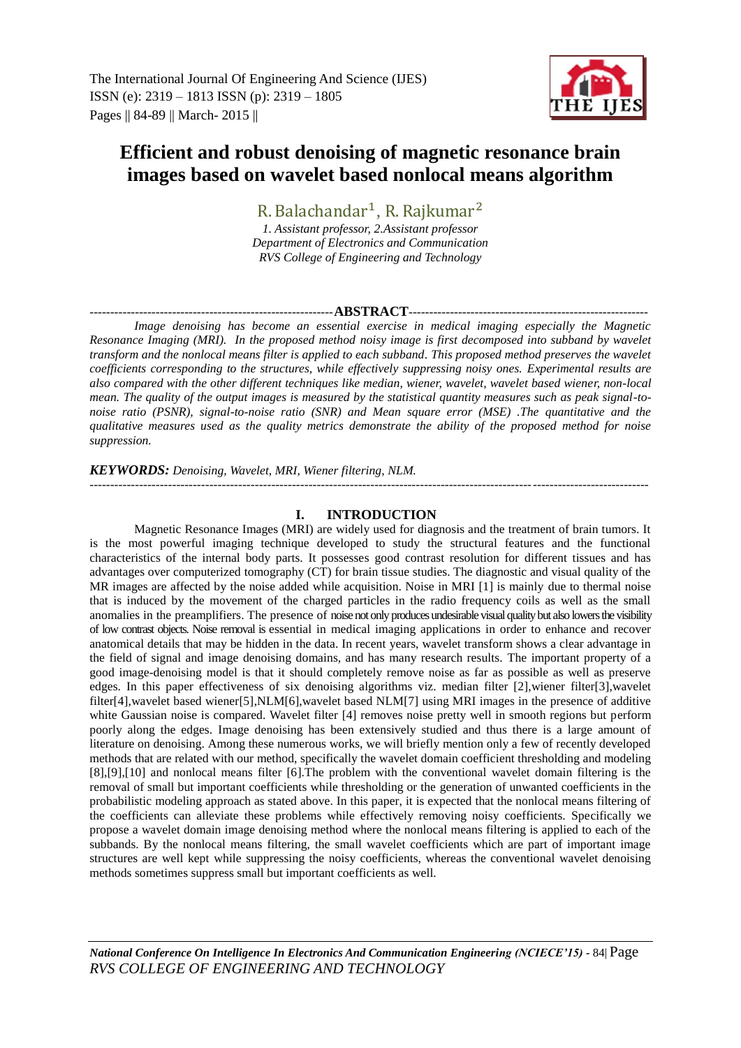# Efficient and robust denoising of magnetic resonance brain images based on wavelet based nonlocal means algorithm

R. Balachandar[1], R. Rajkumar[2]

*1. Assistant professor, 2.Assistant professor*
*Department of Electronics and Communication*
*RVS College of Engineering and Technology*

**ABSTRACT**

*Image denoising has become an essential exercise in medical imaging especially the Magnetic Resonance Imaging (MRI). In the proposed method noisy image is first decomposed into subband by wavelet transform and the nonlocal means filter is applied to each subband. This proposed method preserves the wavelet coefficients corresponding to the structures, while effectively suppressing noisy ones. Experimental results are also compared with the other different techniques like median, wiener, wavelet, wavelet based wiener, non-local mean. The quality of the output images is measured by the statistical quantity measures such as peak signal-to-noise ratio (PSNR), signal-to-noise ratio (SNR) and Mean square error (MSE) .The quantitative and the qualitative measures used as the quality metrics demonstrate the ability of the proposed method for noise suppression.*

***KEYWORDS:*** *Denoising, Wavelet, MRI, Wiener filtering, NLM.*

## I. INTRODUCTION

Magnetic Resonance Images (MRI) are widely used for diagnosis and the treatment of brain tumors. It is the most powerful imaging technique developed to study the structural features and the functional characteristics of the internal body parts. It possesses good contrast resolution for different tissues and has advantages over computerized tomography (CT) for brain tissue studies. The diagnostic and visual quality of the MR images are affected by the noise added while acquisition. Noise in MRI [1] is mainly due to thermal noise that is induced by the movement of the charged particles in the radio frequency coils as well as the small anomalies in the preamplifiers. The presence of noise not only produces undesirable visual quality but also lowers the visibility of low contrast objects. Noise removal is essential in medical imaging applications in order to enhance and recover anatomical details that may be hidden in the data. In recent years, wavelet transform shows a clear advantage in the field of signal and image denoising domains, and has many research results. The important property of a good image-denoising model is that it should completely remove noise as far as possible as well as preserve edges. In this paper effectiveness of six denoising algorithms viz. median filter [2],wiener filter[3],wavelet filter[4],wavelet based wiener[5],NLM[6],wavelet based NLM[7] using MRI images in the presence of additive white Gaussian noise is compared. Wavelet filter [4] removes noise pretty well in smooth regions but perform poorly along the edges. Image denoising has been extensively studied and thus there is a large amount of literature on denoising. Among these numerous works, we will briefly mention only a few of recently developed methods that are related with our method, specifically the wavelet domain coefficient thresholding and modeling [8],[9],[10] and nonlocal means filter [6].The problem with the conventional wavelet domain filtering is the removal of small but important coefficients while thresholding or the generation of unwanted coefficients in the probabilistic modeling approach as stated above. In this paper, it is expected that the nonlocal means filtering of the coefficients can alleviate these problems while effectively removing noisy coefficients. Specifically we propose a wavelet domain image denoising method where the nonlocal means filtering is applied to each of the subbands. By the nonlocal means filtering, the small wavelet coefficients which are part of important image structures are well kept while suppressing the noisy coefficients, whereas the conventional wavelet denoising methods sometimes suppress small but important coefficients as well.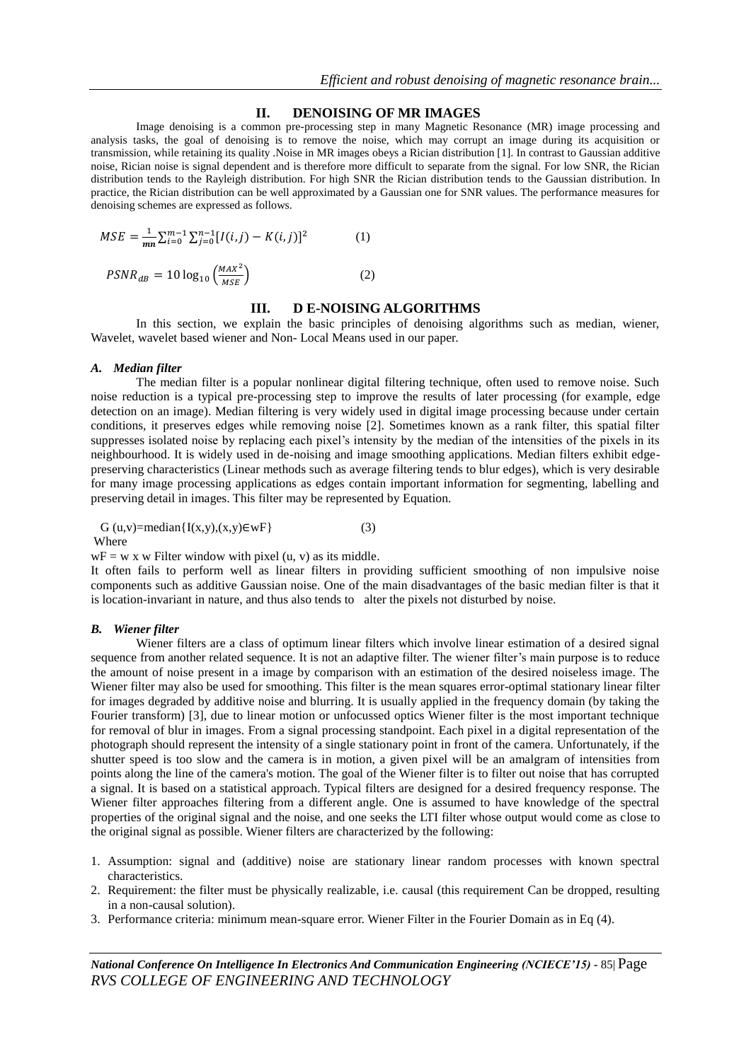## II. DENOISING OF MR IMAGES

Image denoising is a common pre-processing step in many Magnetic Resonance (MR) image processing and analysis tasks, the goal of denoising is to remove the noise, which may corrupt an image during its acquisition or transmission, while retaining its quality .Noise in MR images obeys a Rician distribution [1]. In contrast to Gaussian additive noise, Rician noise is signal dependent and is therefore more difficult to separate from the signal. For low SNR, the Rician distribution tends to the Rayleigh distribution. For high SNR the Rician distribution tends to the Gaussian distribution. In practice, the Rician distribution can be well approximated by a Gaussian one for SNR values. The performance measures for denoising schemes are expressed as follows.

$$MSE = \frac{1}{mn}\sum_{i=0}^{m-1}\sum_{j=0}^{n-1}[I(i,j) - K(i,j)]^2 \qquad (1)$$

$$PSNR_{dB} = 10\log_{10}\left(\frac{MAX^2}{MSE}\right) \qquad (2)$$

## III. D E-NOISING ALGORITHMS

In this section, we explain the basic principles of denoising algorithms such as median, wiener, Wavelet, wavelet based wiener and Non- Local Means used in our paper.

### *A. Median filter*

The median filter is a popular nonlinear digital filtering technique, often used to remove noise. Such noise reduction is a typical pre-processing step to improve the results of later processing (for example, edge detection on an image). Median filtering is very widely used in digital image processing because under certain conditions, it preserves edges while removing noise [2]. Sometimes known as a rank filter, this spatial filter suppresses isolated noise by replacing each pixel's intensity by the median of the intensities of the pixels in its neighbourhood. It is widely used in de-noising and image smoothing applications. Median filters exhibit edge-preserving characteristics (Linear methods such as average filtering tends to blur edges), which is very desirable for many image processing applications as edges contain important information for segmenting, labelling and preserving detail in images. This filter may be represented by Equation.

$$G(u,v)=\text{median}\{I(x,y),(x,y)\in wF\} \qquad (3)$$

Where

$wF$ = w x w Filter window with pixel (u, v) as its middle.

It often fails to perform well as linear filters in providing sufficient smoothing of non impulsive noise components such as additive Gaussian noise. One of the main disadvantages of the basic median filter is that it is location-invariant in nature, and thus also tends to alter the pixels not disturbed by noise.

### *B. Wiener filter*

Wiener filters are a class of optimum linear filters which involve linear estimation of a desired signal sequence from another related sequence. It is not an adaptive filter. The wiener filter's main purpose is to reduce the amount of noise present in a image by comparison with an estimation of the desired noiseless image. The Wiener filter may also be used for smoothing. This filter is the mean squares error-optimal stationary linear filter for images degraded by additive noise and blurring. It is usually applied in the frequency domain (by taking the Fourier transform) [3], due to linear motion or unfocussed optics Wiener filter is the most important technique for removal of blur in images. From a signal processing standpoint. Each pixel in a digital representation of the photograph should represent the intensity of a single stationary point in front of the camera. Unfortunately, if the shutter speed is too slow and the camera is in motion, a given pixel will be an amalgram of intensities from points along the line of the camera's motion. The goal of the Wiener filter is to filter out noise that has corrupted a signal. It is based on a statistical approach. Typical filters are designed for a desired frequency response. The Wiener filter approaches filtering from a different angle. One is assumed to have knowledge of the spectral properties of the original signal and the noise, and one seeks the LTI filter whose output would come as close to the original signal as possible. Wiener filters are characterized by the following:

1. Assumption: signal and (additive) noise are stationary linear random processes with known spectral characteristics.
2. Requirement: the filter must be physically realizable, i.e. causal (this requirement Can be dropped, resulting in a non-causal solution).
3. Performance criteria: minimum mean-square error. Wiener Filter in the Fourier Domain as in Eq (4).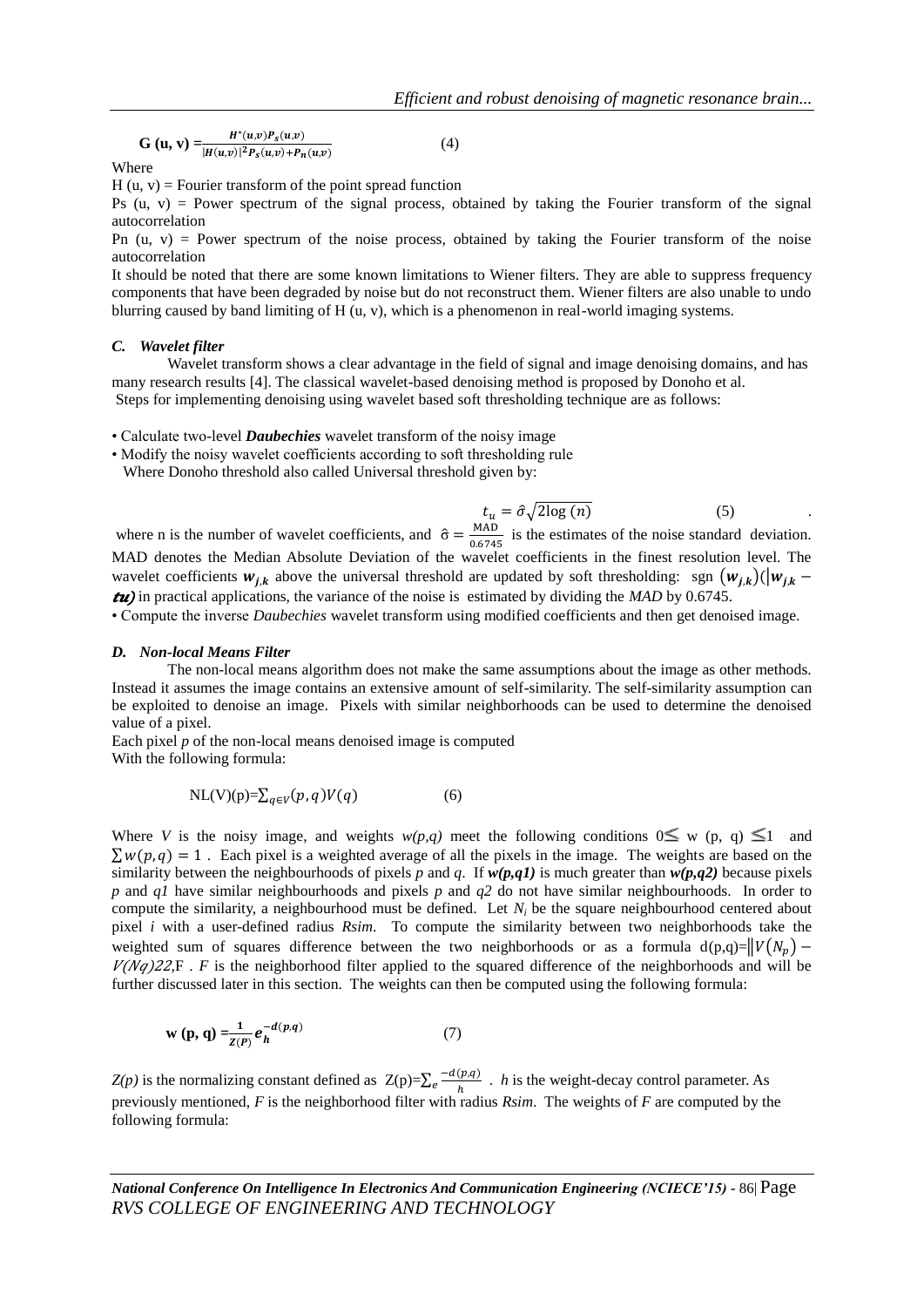$$\mathbf{G\ (u,\ v)} = \frac{H^*(u,v)P_s(u,v)}{|H(u,v)|^2 P_s(u,v) + P_n(u,v)} \qquad (4)$$

Where

H (u, v) = Fourier transform of the point spread function

Ps (u, v) = Power spectrum of the signal process, obtained by taking the Fourier transform of the signal autocorrelation

Pn (u, v) = Power spectrum of the noise process, obtained by taking the Fourier transform of the noise autocorrelation

It should be noted that there are some known limitations to Wiener filters. They are able to suppress frequency components that have been degraded by noise but do not reconstruct them. Wiener filters are also unable to undo blurring caused by band limiting of H (u, v), which is a phenomenon in real-world imaging systems.

### *C. Wavelet filter*

Wavelet transform shows a clear advantage in the field of signal and image denoising domains, and has many research results [4]. The classical wavelet-based denoising method is proposed by Donoho et al.
Steps for implementing denoising using wavelet based soft thresholding technique are as follows:

- Calculate two-level ***Daubechies*** wavelet transform of the noisy image
- Modify the noisy wavelet coefficients according to soft thresholding rule
  Where Donoho threshold also called Universal threshold given by:

$$t_u = \hat{\sigma}\sqrt{2\log{(n)}} \qquad (5)$$

where n is the number of wavelet coefficients, and $\hat{\sigma} = \frac{\text{MAD}}{0.6745}$ is the estimates of the noise standard deviation. MAD denotes the Median Absolute Deviation of the wavelet coefficients in the finest resolution level. The wavelet coefficients $\boldsymbol{w_{j,k}}$ above the universal threshold are updated by soft thresholding: sgn $(\boldsymbol{w_{j,k}})(|\boldsymbol{w_{j,k}} - \boldsymbol{tu})$ in practical applications, the variance of the noise is estimated by dividing the *MAD* by 0.6745.

- Compute the inverse *Daubechies* wavelet transform using modified coefficients and then get denoised image.

### *D. Non-local Means Filter*

The non-local means algorithm does not make the same assumptions about the image as other methods. Instead it assumes the image contains an extensive amount of self-similarity. The self-similarity assumption can be exploited to denoise an image. Pixels with similar neighborhoods can be used to determine the denoised value of a pixel.

Each pixel *p* of the non-local means denoised image is computed
With the following formula:

$$\text{NL(V)(p)} = \sum_{q \in V}(p,q)V(q) \qquad (6)$$

Where *V* is the noisy image, and weights *w(p,q)* meet the following conditions $0 \leq$ w (p, q) $\leq 1$ and $\sum w(p,q) = 1$ . Each pixel is a weighted average of all the pixels in the image. The weights are based on the similarity between the neighbourhoods of pixels *p* and *q*. If ***w(p,q1)*** is much greater than ***w(p,q2)*** because pixels *p* and *q1* have similar neighbourhoods and pixels *p* and *q2* do not have similar neighbourhoods. In order to compute the similarity, a neighbourhood must be defined. Let $N_i$ be the square neighbourhood centered about pixel *i* with a user-defined radius *Rsim*. To compute the similarity between two neighborhoods take the weighted sum of squares difference between the two neighborhoods or as a formula d(p,q)=$\|V(N_p) - V(Nq)22$,F . *F* is the neighborhood filter applied to the squared difference of the neighborhoods and will be further discussed later in this section. The weights can then be computed using the following formula:

$$\mathbf{w\ (p,\ q)} = \frac{1}{Z(P)} e^{\frac{-d(p,q)}{h}} \qquad (7)$$

*Z(p)* is the normalizing constant defined as $Z(p) = \sum_e \frac{-d(p,q)}{h}$ . *h* is the weight-decay control parameter. As previously mentioned, *F* is the neighborhood filter with radius *Rsim*. The weights of *F* are computed by the following formula: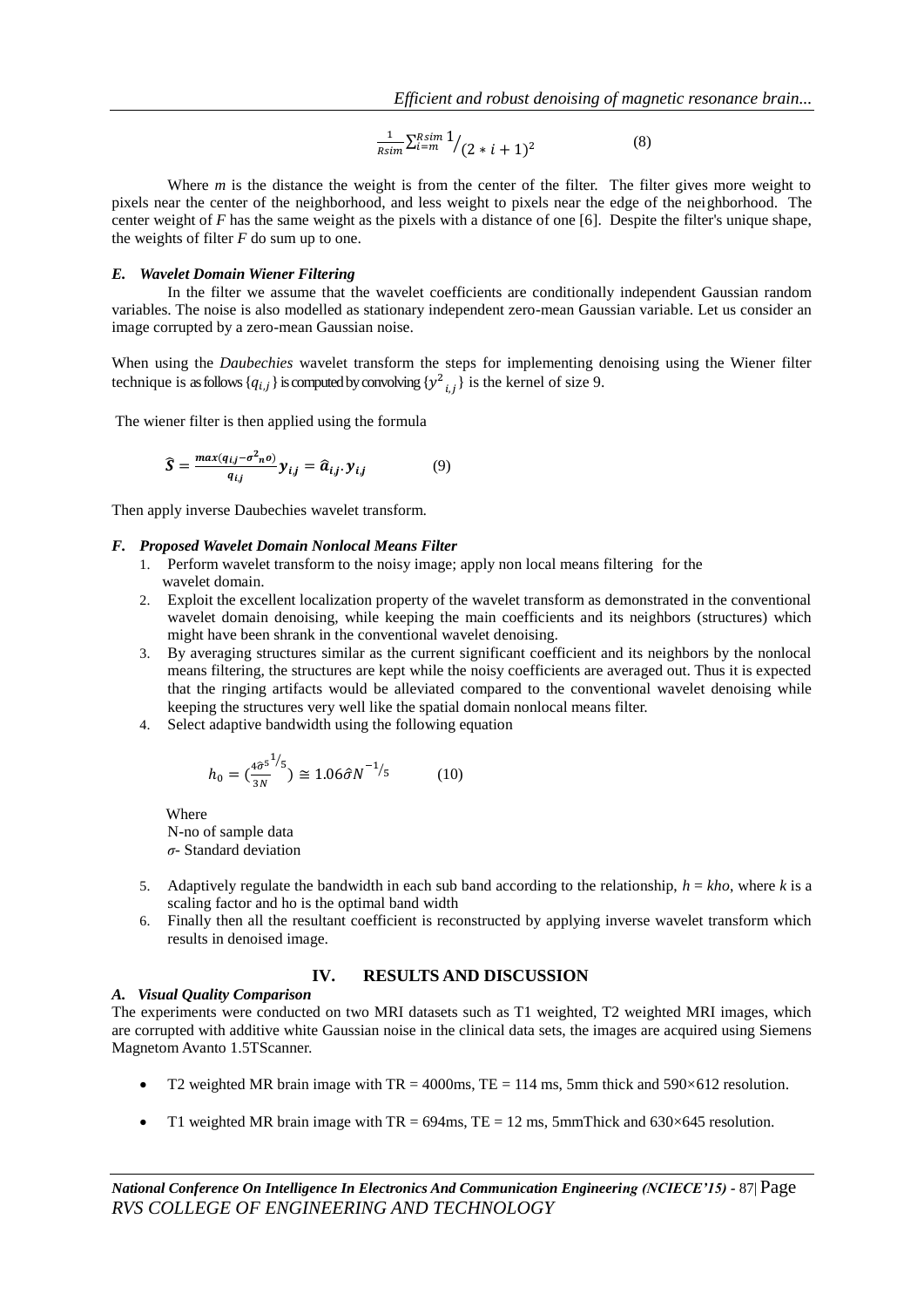$$\frac{1}{Rsim}\sum_{i=m}^{Rsim} 1 / (2 * i + 1)^2 \qquad (8)$$

Where *m* is the distance the weight is from the center of the filter. The filter gives more weight to pixels near the center of the neighborhood, and less weight to pixels near the edge of the neighborhood. The center weight of *F* has the same weight as the pixels with a distance of one [6]. Despite the filter's unique shape, the weights of filter *F* do sum up to one.

### *E. Wavelet Domain Wiener Filtering*

In the filter we assume that the wavelet coefficients are conditionally independent Gaussian random variables. The noise is also modelled as stationary independent zero-mean Gaussian variable. Let us consider an image corrupted by a zero-mean Gaussian noise.

When using the *Daubechies* wavelet transform the steps for implementing denoising using the Wiener filter technique is as follows $\{q_{i,j}\}$ is computed by convolving $\{y^2{}_{i,j}\}$ is the kernel of size 9.

The wiener filter is then applied using the formula

$$\widehat{S} = \frac{max(q_{i,j} - \sigma^2{}_{n}o)}{q_{i,j}} y_{i,j} = \widehat{a}_{i,j} . y_{i,j} \qquad (9)$$

Then apply inverse Daubechies wavelet transform.

### *F. Proposed Wavelet Domain Nonlocal Means Filter*

1. Perform wavelet transform to the noisy image; apply non local means filtering for the wavelet domain.
2. Exploit the excellent localization property of the wavelet transform as demonstrated in the conventional wavelet domain denoising, while keeping the main coefficients and its neighbors (structures) which might have been shrank in the conventional wavelet denoising.
3. By averaging structures similar as the current significant coefficient and its neighbors by the nonlocal means filtering, the structures are kept while the noisy coefficients are averaged out. Thus it is expected that the ringing artifacts would be alleviated compared to the conventional wavelet denoising while keeping the structures very well like the spatial domain nonlocal means filter.
4. Select adaptive bandwidth using the following equation

   $$h_0 = \left(\frac{4\hat{\sigma}^5}{3N}^{1/5}\right) \cong 1.06\hat{\sigma}N^{-1/5} \qquad (10)$$

   Where
   N-no of sample data
   $\sigma$- Standard deviation

5. Adaptively regulate the bandwidth in each sub band according to the relationship, $h = kho$, where *k* is a scaling factor and ho is the optimal band width
6. Finally then all the resultant coefficient is reconstructed by applying inverse wavelet transform which results in denoised image.

## IV. RESULTS AND DISCUSSION

### *A. Visual Quality Comparison*

The experiments were conducted on two MRI datasets such as T1 weighted, T2 weighted MRI images, which are corrupted with additive white Gaussian noise in the clinical data sets, the images are acquired using Siemens Magnetom Avanto 1.5TScanner.

- T2 weighted MR brain image with TR = 4000ms, TE = 114 ms, 5mm thick and 590×612 resolution.
- T1 weighted MR brain image with TR = 694ms, TE = 12 ms, 5mmThick and 630×645 resolution.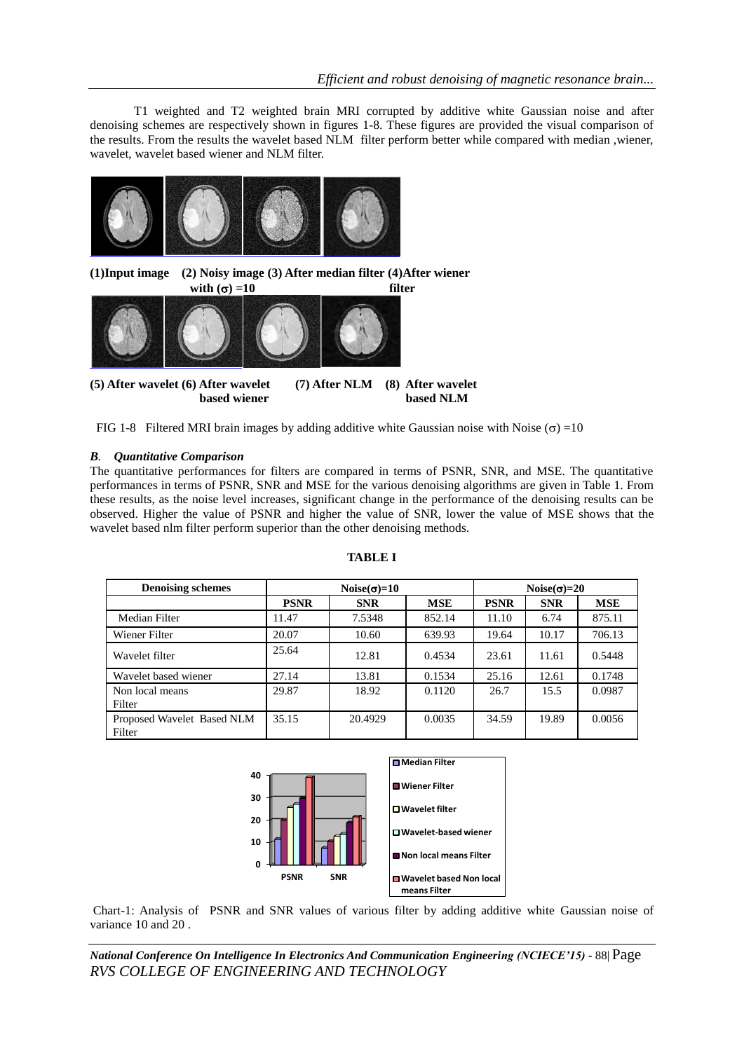T1 weighted and T2 weighted brain MRI corrupted by additive white Gaussian noise and after denoising schemes are respectively shown in figures 1-8. These figures are provided the visual comparison of the results. From the results the wavelet based NLM filter perform better while compared with median ,wiener, wavelet, wavelet based wiener and NLM filter.

**(1)Input image (2) Noisy image with (σ) =10 (3) After median filter (4)After wiener filter**

**(5) After wavelet (6) After wavelet based wiener (7) After NLM (8) After wavelet based NLM**

FIG 1-8 Filtered MRI brain images by adding additive white Gaussian noise with Noise (σ) =10

### *B. Quantitative Comparison*

The quantitative performances for filters are compared in terms of PSNR, SNR, and MSE. The quantitative performances in terms of PSNR, SNR and MSE for the various denoising algorithms are given in Table 1. From these results, as the noise level increases, significant change in the performance of the denoising results can be observed. Higher the value of PSNR and higher the value of SNR, lower the value of MSE shows that the wavelet based nlm filter perform superior than the other denoising methods.

**TABLE I**

| Denoising schemes | Noise(σ)=10 | | | Noise(σ)=20 | | |
|---|---|---|---|---|---|---|
| | PSNR | SNR | MSE | PSNR | SNR | MSE |
| Median Filter | 11.47 | 7.5348 | 852.14 | 11.10 | 6.74 | 875.11 |
| Wiener Filter | 20.07 | 10.60 | 639.93 | 19.64 | 10.17 | 706.13 |
| Wavelet filter | 25.64 | 12.81 | 0.4534 | 23.61 | 11.61 | 0.5448 |
| Wavelet based wiener | 27.14 | 13.81 | 0.1534 | 25.16 | 12.61 | 0.1748 |
| Non local means Filter | 29.87 | 18.92 | 0.1120 | 26.7 | 15.5 | 0.0987 |
| Proposed Wavelet Based NLM Filter | 35.15 | 20.4929 | 0.0035 | 34.59 | 19.89 | 0.0056 |

Chart-1: Analysis of PSNR and SNR values of various filter by adding additive white Gaussian noise of variance 10 and 20 .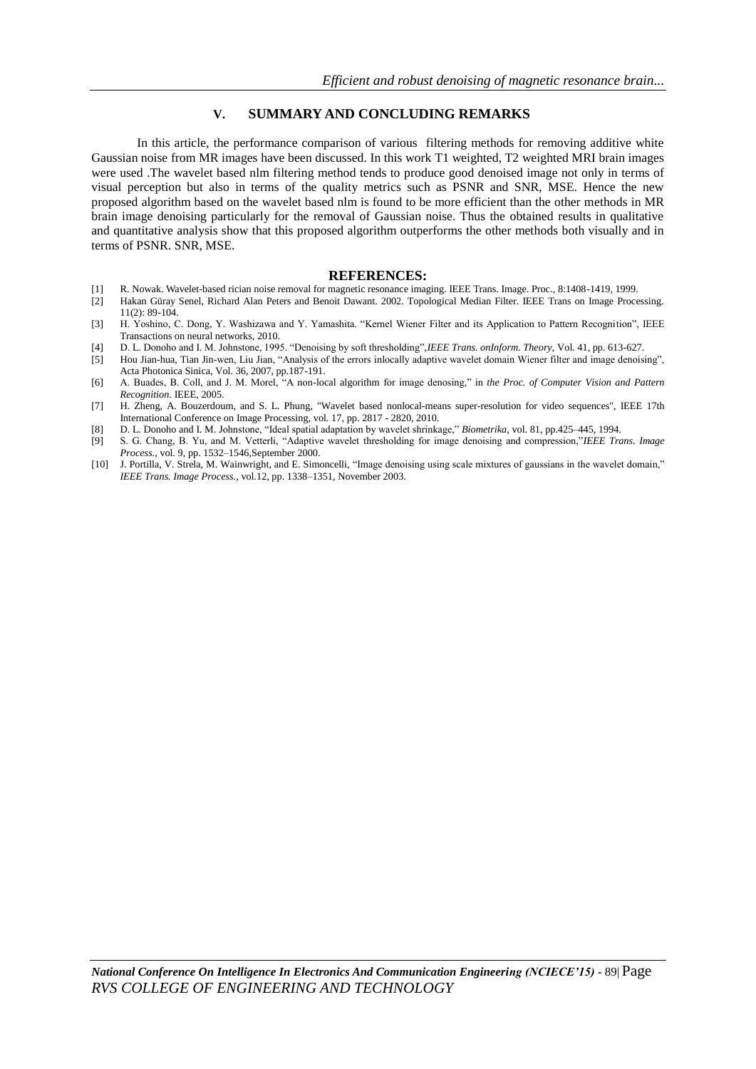## V. SUMMARY AND CONCLUDING REMARKS

In this article, the performance comparison of various filtering methods for removing additive white Gaussian noise from MR images have been discussed. In this work T1 weighted, T2 weighted MRI brain images were used .The wavelet based nlm filtering method tends to produce good denoised image not only in terms of visual perception but also in terms of the quality metrics such as PSNR and SNR, MSE. Hence the new proposed algorithm based on the wavelet based nlm is found to be more efficient than the other methods in MR brain image denoising particularly for the removal of Gaussian noise. Thus the obtained results in qualitative and quantitative analysis show that this proposed algorithm outperforms the other methods both visually and in terms of PSNR. SNR, MSE.

## REFERENCES:

[1] R. Nowak. Wavelet-based rician noise removal for magnetic resonance imaging. IEEE Trans. Image. Proc., 8:1408-1419, 1999.

[2] Hakan Güray Senel, Richard Alan Peters and Benoit Dawant. 2002. Topological Median Filter. IEEE Trans on Image Processing. 11(2): 89-104.

[3] H. Yoshino, C. Dong, Y. Washizawa and Y. Yamashita. "Kernel Wiener Filter and its Application to Pattern Recognition", IEEE Transactions on neural networks, 2010.

[4] D. L. Donoho and I. M. Johnstone, 1995. "Denoising by soft thresholding",*IEEE Trans. onInform. Theory*, Vol. 41, pp. 613-627.

[5] Hou Jian-hua, Tian Jin-wen, Liu Jian, "Analysis of the errors inlocally adaptive wavelet domain Wiener filter and image denoising", Acta Photonica Sinica, Vol. 36, 2007, pp.187-191.

[6] A. Buades, B. Coll, and J. M. Morel, "A non-local algorithm for image denosing," in *the Proc. of Computer Vision and Pattern Recognition*. IEEE, 2005.

[7] H. Zheng, A. Bouzerdoum, and S. L. Phung, "Wavelet based nonlocal-means super-resolution for video sequences", IEEE 17th International Conference on Image Processing, vol. 17, pp. 2817 - 2820, 2010.

[8] D. L. Donoho and I. M. Johnstone, "Ideal spatial adaptation by wavelet shrinkage," *Biometrika*, vol. 81, pp.425–445, 1994.

[9] S. G. Chang, B. Yu, and M. Vetterli, "Adaptive wavelet thresholding for image denoising and compression,"*IEEE Trans. Image Process.*, vol. 9, pp. 1532–1546,September 2000.

[10] J. Portilla, V. Strela, M. Wainwright, and E. Simoncelli, "Image denoising using scale mixtures of gaussians in the wavelet domain," *IEEE Trans. Image Process.*, vol.12, pp. 1338–1351, November 2003.